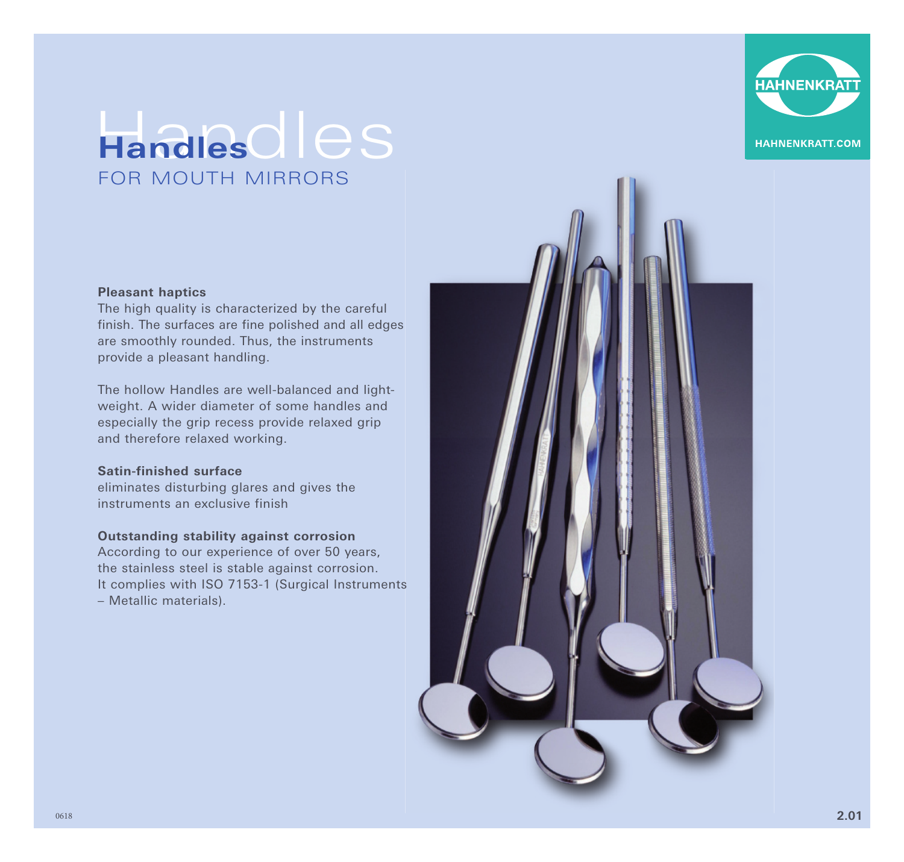# Handles

## FOR MOUTH MIRRORS

**Pleasant haptics**
The high quality is characterized by the careful finish. The surfaces are fine polished and all edges are smoothly rounded. Thus, the instruments provide a pleasant handling.

The hollow Handles are well-balanced and light-weight. A wider diameter of some handles and especially the grip recess provide relaxed grip and therefore relaxed working.

**Satin-finished surface**
eliminates disturbing glares and gives the instruments an exclusive finish

**Outstanding stability against corrosion**
According to our experience of over 50 years, the stainless steel is stable against corrosion. It complies with ISO 7153-1 (Surgical Instruments – Metallic materials).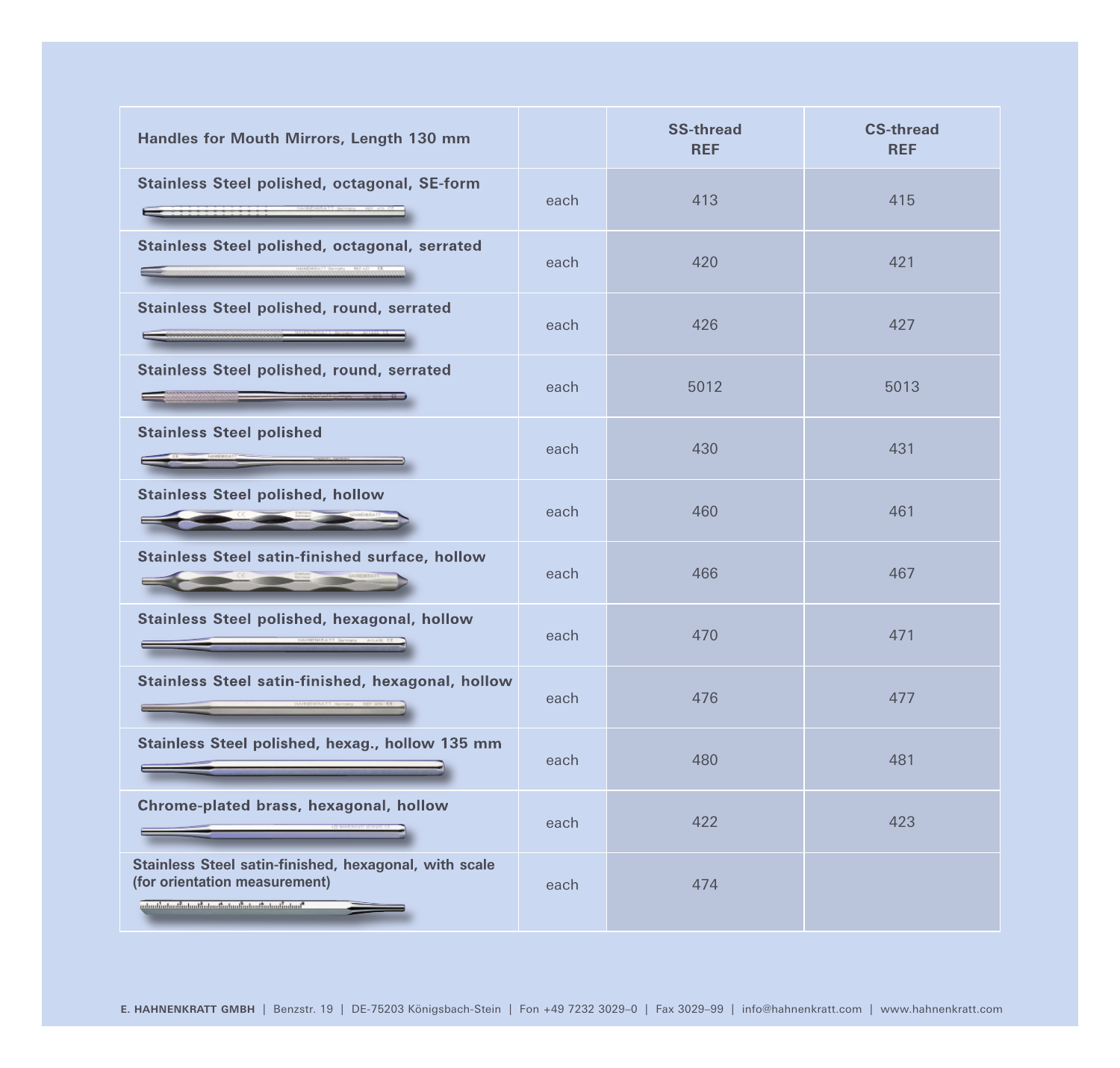| Handles for Mouth Mirrors, Length 130 mm | | SS-thread REF | CS-thread REF |
|---|---|---|---|
| Stainless Steel polished, octagonal, SE-form | each | 413 | 415 |
| Stainless Steel polished, octagonal, serrated | each | 420 | 421 |
| Stainless Steel polished, round, serrated | each | 426 | 427 |
| Stainless Steel polished, round, serrated | each | 5012 | 5013 |
| Stainless Steel polished | each | 430 | 431 |
| Stainless Steel polished, hollow | each | 460 | 461 |
| Stainless Steel satin-finished surface, hollow | each | 466 | 467 |
| Stainless Steel polished, hexagonal, hollow | each | 470 | 471 |
| Stainless Steel satin-finished, hexagonal, hollow | each | 476 | 477 |
| Stainless Steel polished, hexag., hollow 135 mm | each | 480 | 481 |
| Chrome-plated brass, hexagonal, hollow | each | 422 | 423 |
| Stainless Steel satin-finished, hexagonal, with scale (for orientation measurement) | each | 474 | |

**E. HAHNENKRATT GMBH** | Benzstr. 19 | DE-75203 Königsbach-Stein | Fon +49 7232 3029–0 | Fax 3029–99 | info@hahnenkratt.com | www.hahnenkratt.com